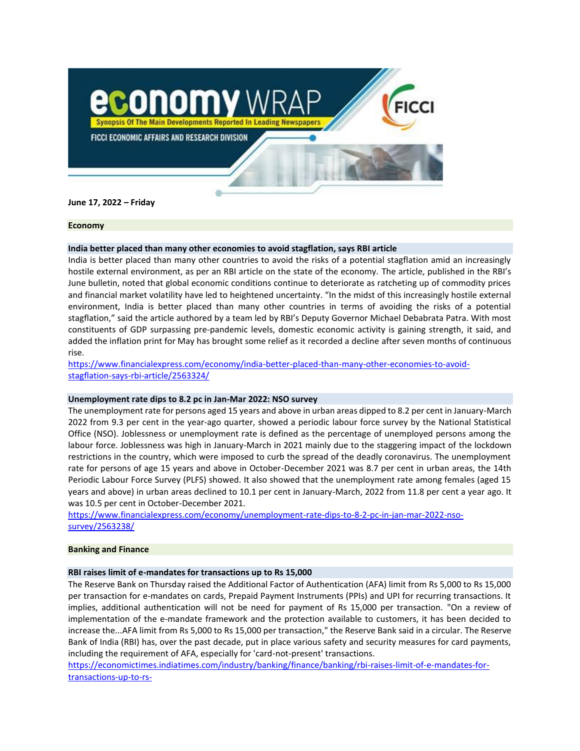# economy WRAP

Synopsis Of The Main Developments Reported In Leading Newspapers

FICCI ECONOMIC AFFAIRS AND RESEARCH DIVISION

**June 17, 2022 – Friday**

## Economy

### India better placed than many other economies to avoid stagflation, says RBI article

India is better placed than many other countries to avoid the risks of a potential stagflation amid an increasingly hostile external environment, as per an RBI article on the state of the economy. The article, published in the RBI's June bulletin, noted that global economic conditions continue to deteriorate as ratcheting up of commodity prices and financial market volatility have led to heightened uncertainty. "In the midst of this increasingly hostile external environment, India is better placed than many other countries in terms of avoiding the risks of a potential stagflation," said the article authored by a team led by RBI's Deputy Governor Michael Debabrata Patra. With most constituents of GDP surpassing pre-pandemic levels, domestic economic activity is gaining strength, it said, and added the inflation print for May has brought some relief as it recorded a decline after seven months of continuous rise.

https://www.financialexpress.com/economy/india-better-placed-than-many-other-economies-to-avoid-stagflation-says-rbi-article/2563324/

### Unemployment rate dips to 8.2 pc in Jan-Mar 2022: NSO survey

The unemployment rate for persons aged 15 years and above in urban areas dipped to 8.2 per cent in January-March 2022 from 9.3 per cent in the year-ago quarter, showed a periodic labour force survey by the National Statistical Office (NSO). Joblessness or unemployment rate is defined as the percentage of unemployed persons among the labour force. Joblessness was high in January-March in 2021 mainly due to the staggering impact of the lockdown restrictions in the country, which were imposed to curb the spread of the deadly coronavirus. The unemployment rate for persons of age 15 years and above in October-December 2021 was 8.7 per cent in urban areas, the 14th Periodic Labour Force Survey (PLFS) showed. It also showed that the unemployment rate among females (aged 15 years and above) in urban areas declined to 10.1 per cent in January-March, 2022 from 11.8 per cent a year ago. It was 10.5 per cent in October-December 2021.

https://www.financialexpress.com/economy/unemployment-rate-dips-to-8-2-pc-in-jan-mar-2022-nso-survey/2563238/

## Banking and Finance

### RBI raises limit of e-mandates for transactions up to Rs 15,000

The Reserve Bank on Thursday raised the Additional Factor of Authentication (AFA) limit from Rs 5,000 to Rs 15,000 per transaction for e-mandates on cards, Prepaid Payment Instruments (PPIs) and UPI for recurring transactions. It implies, additional authentication will not be need for payment of Rs 15,000 per transaction. "On a review of implementation of the e-mandate framework and the protection available to customers, it has been decided to increase the...AFA limit from Rs 5,000 to Rs 15,000 per transaction," the Reserve Bank said in a circular. The Reserve Bank of India (RBI) has, over the past decade, put in place various safety and security measures for card payments, including the requirement of AFA, especially for 'card-not-present' transactions.

https://economictimes.indiatimes.com/industry/banking/finance/banking/rbi-raises-limit-of-e-mandates-for-transactions-up-to-rs-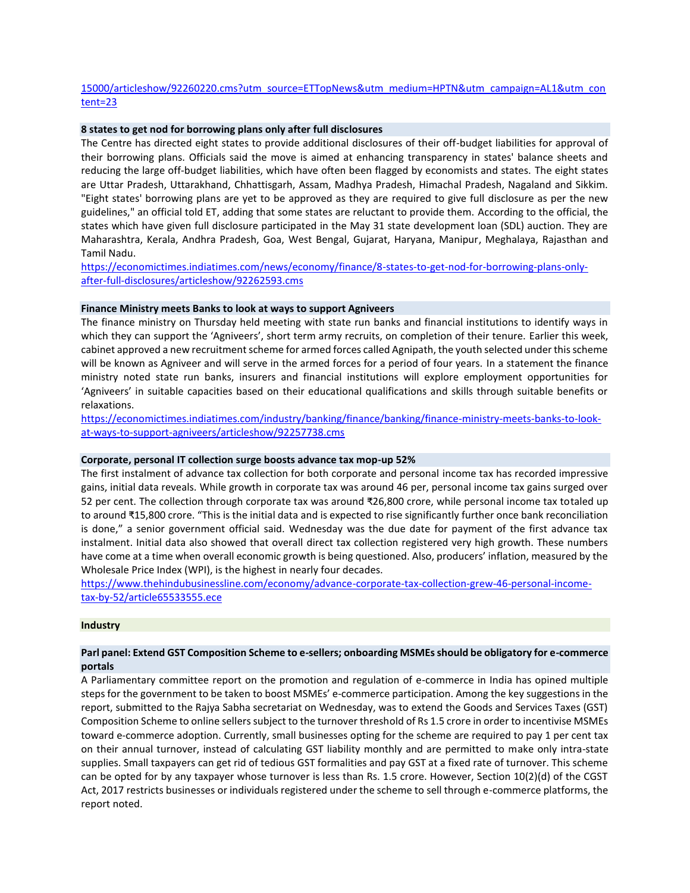[15000/articleshow/92260220.cms?utm_source=ETTopNews&utm_medium=HPTN&utm_campaign=AL1&utm_content=23](15000/articleshow/92260220.cms?utm_source=ETTopNews&utm_medium=HPTN&utm_campaign=AL1&utm_content=23)

**8 states to get nod for borrowing plans only after full disclosures**

The Centre has directed eight states to provide additional disclosures of their off-budget liabilities for approval of their borrowing plans. Officials said the move is aimed at enhancing transparency in states' balance sheets and reducing the large off-budget liabilities, which have often been flagged by economists and states. The eight states are Uttar Pradesh, Uttarakhand, Chhattisgarh, Assam, Madhya Pradesh, Himachal Pradesh, Nagaland and Sikkim. "Eight states' borrowing plans are yet to be approved as they are required to give full disclosure as per the new guidelines," an official told ET, adding that some states are reluctant to provide them. According to the official, the states which have given full disclosure participated in the May 31 state development loan (SDL) auction. They are Maharashtra, Kerala, Andhra Pradesh, Goa, West Bengal, Gujarat, Haryana, Manipur, Meghalaya, Rajasthan and Tamil Nadu.

https://economictimes.indiatimes.com/news/economy/finance/8-states-to-get-nod-for-borrowing-plans-only-after-full-disclosures/articleshow/92262593.cms

**Finance Ministry meets Banks to look at ways to support Agniveers**

The finance ministry on Thursday held meeting with state run banks and financial institutions to identify ways in which they can support the 'Agniveers', short term army recruits, on completion of their tenure. Earlier this week, cabinet approved a new recruitment scheme for armed forces called Agnipath, the youth selected under this scheme will be known as Agniveer and will serve in the armed forces for a period of four years. In a statement the finance ministry noted state run banks, insurers and financial institutions will explore employment opportunities for 'Agniveers' in suitable capacities based on their educational qualifications and skills through suitable benefits or relaxations.

https://economictimes.indiatimes.com/industry/banking/finance/banking/finance-ministry-meets-banks-to-look-at-ways-to-support-agniveers/articleshow/92257738.cms

**Corporate, personal IT collection surge boosts advance tax mop-up 52%**

The first instalment of advance tax collection for both corporate and personal income tax has recorded impressive gains, initial data reveals. While growth in corporate tax was around 46 per, personal income tax gains surged over 52 per cent. The collection through corporate tax was around ₹26,800 crore, while personal income tax totaled up to around ₹15,800 crore. "This is the initial data and is expected to rise significantly further once bank reconciliation is done," a senior government official said. Wednesday was the due date for payment of the first advance tax instalment. Initial data also showed that overall direct tax collection registered very high growth. These numbers have come at a time when overall economic growth is being questioned. Also, producers' inflation, measured by the Wholesale Price Index (WPI), is the highest in nearly four decades.

https://www.thehindubusinessline.com/economy/advance-corporate-tax-collection-grew-46-personal-income-tax-by-52/article65533555.ece

## Industry

**Parl panel: Extend GST Composition Scheme to e-sellers; onboarding MSMEs should be obligatory for e-commerce portals**

A Parliamentary committee report on the promotion and regulation of e-commerce in India has opined multiple steps for the government to be taken to boost MSMEs' e-commerce participation. Among the key suggestions in the report, submitted to the Rajya Sabha secretariat on Wednesday, was to extend the Goods and Services Taxes (GST) Composition Scheme to online sellers subject to the turnover threshold of Rs 1.5 crore in order to incentivise MSMEs toward e-commerce adoption. Currently, small businesses opting for the scheme are required to pay 1 per cent tax on their annual turnover, instead of calculating GST liability monthly and are permitted to make only intra-state supplies. Small taxpayers can get rid of tedious GST formalities and pay GST at a fixed rate of turnover. This scheme can be opted for by any taxpayer whose turnover is less than Rs. 1.5 crore. However, Section 10(2)(d) of the CGST Act, 2017 restricts businesses or individuals registered under the scheme to sell through e-commerce platforms, the report noted.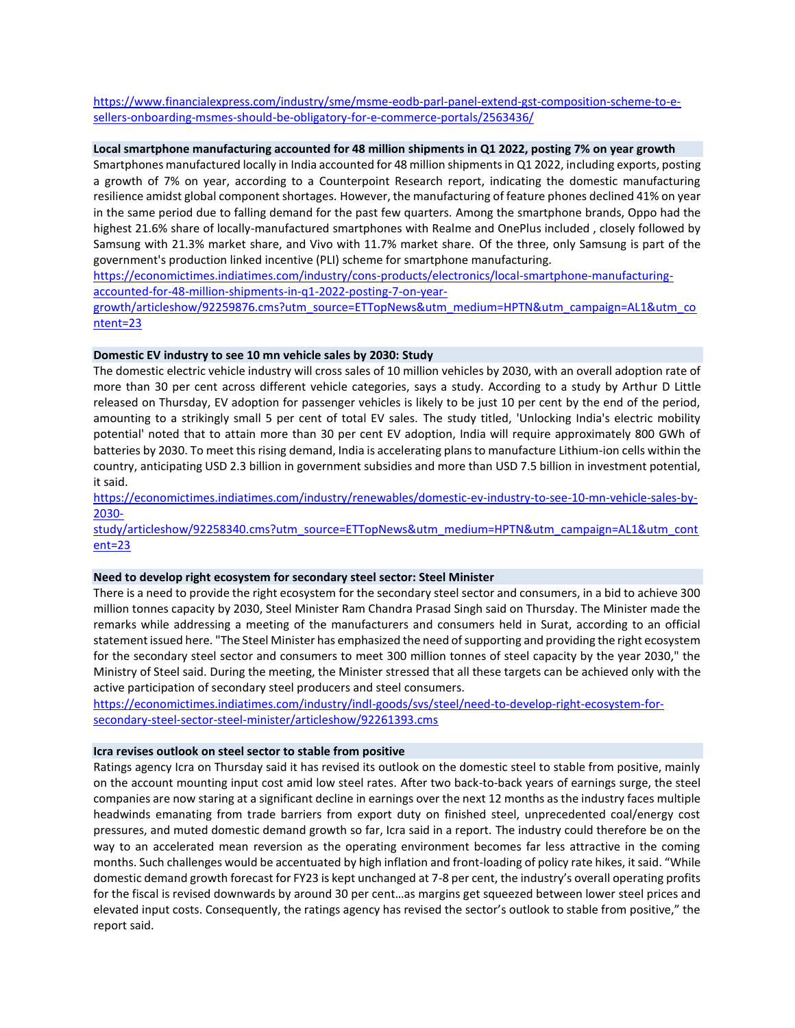https://www.financialexpress.com/industry/sme/msme-eodb-parl-panel-extend-gst-composition-scheme-to-e-sellers-onboarding-msmes-should-be-obligatory-for-e-commerce-portals/2563436/

**Local smartphone manufacturing accounted for 48 million shipments in Q1 2022, posting 7% on year growth**

Smartphones manufactured locally in India accounted for 48 million shipments in Q1 2022, including exports, posting a growth of 7% on year, according to a Counterpoint Research report, indicating the domestic manufacturing resilience amidst global component shortages. However, the manufacturing of feature phones declined 41% on year in the same period due to falling demand for the past few quarters. Among the smartphone brands, Oppo had the highest 21.6% share of locally-manufactured smartphones with Realme and OnePlus included , closely followed by Samsung with 21.3% market share, and Vivo with 11.7% market share. Of the three, only Samsung is part of the government's production linked incentive (PLI) scheme for smartphone manufacturing.
https://economictimes.indiatimes.com/industry/cons-products/electronics/local-smartphone-manufacturing-accounted-for-48-million-shipments-in-q1-2022-posting-7-on-year-growth/articleshow/92259876.cms?utm_source=ETTopNews&utm_medium=HPTN&utm_campaign=AL1&utm_content=23

**Domestic EV industry to see 10 mn vehicle sales by 2030: Study**

The domestic electric vehicle industry will cross sales of 10 million vehicles by 2030, with an overall adoption rate of more than 30 per cent across different vehicle categories, says a study. According to a study by Arthur D Little released on Thursday, EV adoption for passenger vehicles is likely to be just 10 per cent by the end of the period, amounting to a strikingly small 5 per cent of total EV sales. The study titled, 'Unlocking India's electric mobility potential' noted that to attain more than 30 per cent EV adoption, India will require approximately 800 GWh of batteries by 2030. To meet this rising demand, India is accelerating plans to manufacture Lithium-ion cells within the country, anticipating USD 2.3 billion in government subsidies and more than USD 7.5 billion in investment potential, it said.
https://economictimes.indiatimes.com/industry/renewables/domestic-ev-industry-to-see-10-mn-vehicle-sales-by-2030-study/articleshow/92258340.cms?utm_source=ETTopNews&utm_medium=HPTN&utm_campaign=AL1&utm_content=23

**Need to develop right ecosystem for secondary steel sector: Steel Minister**

There is a need to provide the right ecosystem for the secondary steel sector and consumers, in a bid to achieve 300 million tonnes capacity by 2030, Steel Minister Ram Chandra Prasad Singh said on Thursday. The Minister made the remarks while addressing a meeting of the manufacturers and consumers held in Surat, according to an official statement issued here. "The Steel Minister has emphasized the need of supporting and providing the right ecosystem for the secondary steel sector and consumers to meet 300 million tonnes of steel capacity by the year 2030," the Ministry of Steel said. During the meeting, the Minister stressed that all these targets can be achieved only with the active participation of secondary steel producers and steel consumers.
https://economictimes.indiatimes.com/industry/indl-goods/svs/steel/need-to-develop-right-ecosystem-for-secondary-steel-sector-steel-minister/articleshow/92261393.cms

**Icra revises outlook on steel sector to stable from positive**

Ratings agency Icra on Thursday said it has revised its outlook on the domestic steel to stable from positive, mainly on the account mounting input cost amid low steel rates. After two back-to-back years of earnings surge, the steel companies are now staring at a significant decline in earnings over the next 12 months as the industry faces multiple headwinds emanating from trade barriers from export duty on finished steel, unprecedented coal/energy cost pressures, and muted domestic demand growth so far, Icra said in a report. The industry could therefore be on the way to an accelerated mean reversion as the operating environment becomes far less attractive in the coming months. Such challenges would be accentuated by high inflation and front-loading of policy rate hikes, it said. "While domestic demand growth forecast for FY23 is kept unchanged at 7-8 per cent, the industry's overall operating profits for the fiscal is revised downwards by around 30 per cent…as margins get squeezed between lower steel prices and elevated input costs. Consequently, the ratings agency has revised the sector's outlook to stable from positive," the report said.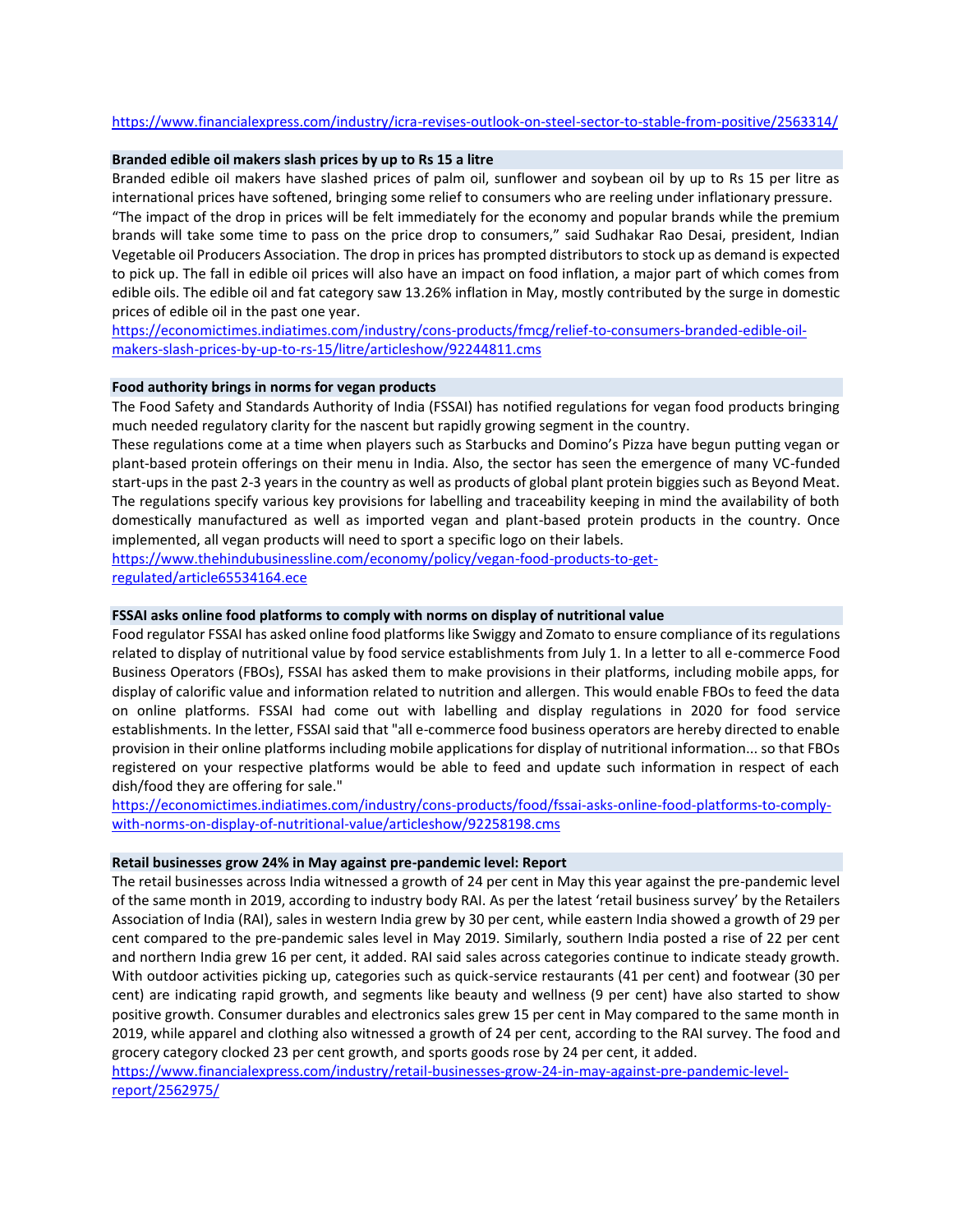https://www.financialexpress.com/industry/icra-revises-outlook-on-steel-sector-to-stable-from-positive/2563314/

**Branded edible oil makers slash prices by up to Rs 15 a litre**

Branded edible oil makers have slashed prices of palm oil, sunflower and soybean oil by up to Rs 15 per litre as international prices have softened, bringing some relief to consumers who are reeling under inflationary pressure. "The impact of the drop in prices will be felt immediately for the economy and popular brands while the premium brands will take some time to pass on the price drop to consumers," said Sudhakar Rao Desai, president, Indian Vegetable oil Producers Association. The drop in prices has prompted distributors to stock up as demand is expected to pick up. The fall in edible oil prices will also have an impact on food inflation, a major part of which comes from edible oils. The edible oil and fat category saw 13.26% inflation in May, mostly contributed by the surge in domestic prices of edible oil in the past one year.

https://economictimes.indiatimes.com/industry/cons-products/fmcg/relief-to-consumers-branded-edible-oil-makers-slash-prices-by-up-to-rs-15/litre/articleshow/92244811.cms

**Food authority brings in norms for vegan products**

The Food Safety and Standards Authority of India (FSSAI) has notified regulations for vegan food products bringing much needed regulatory clarity for the nascent but rapidly growing segment in the country.

These regulations come at a time when players such as Starbucks and Domino's Pizza have begun putting vegan or plant-based protein offerings on their menu in India. Also, the sector has seen the emergence of many VC-funded start-ups in the past 2-3 years in the country as well as products of global plant protein biggies such as Beyond Meat. The regulations specify various key provisions for labelling and traceability keeping in mind the availability of both domestically manufactured as well as imported vegan and plant-based protein products in the country. Once implemented, all vegan products will need to sport a specific logo on their labels.

https://www.thehindubusinessline.com/economy/policy/vegan-food-products-to-get-regulated/article65534164.ece

**FSSAI asks online food platforms to comply with norms on display of nutritional value**

Food regulator FSSAI has asked online food platforms like Swiggy and Zomato to ensure compliance of its regulations related to display of nutritional value by food service establishments from July 1. In a letter to all e-commerce Food Business Operators (FBOs), FSSAI has asked them to make provisions in their platforms, including mobile apps, for display of calorific value and information related to nutrition and allergen. This would enable FBOs to feed the data on online platforms. FSSAI had come out with labelling and display regulations in 2020 for food service establishments. In the letter, FSSAI said that "all e-commerce food business operators are hereby directed to enable provision in their online platforms including mobile applications for display of nutritional information... so that FBOs registered on your respective platforms would be able to feed and update such information in respect of each dish/food they are offering for sale."

https://economictimes.indiatimes.com/industry/cons-products/food/fssai-asks-online-food-platforms-to-comply-with-norms-on-display-of-nutritional-value/articleshow/92258198.cms

**Retail businesses grow 24% in May against pre-pandemic level: Report**

The retail businesses across India witnessed a growth of 24 per cent in May this year against the pre-pandemic level of the same month in 2019, according to industry body RAI. As per the latest 'retail business survey' by the Retailers Association of India (RAI), sales in western India grew by 30 per cent, while eastern India showed a growth of 29 per cent compared to the pre-pandemic sales level in May 2019. Similarly, southern India posted a rise of 22 per cent and northern India grew 16 per cent, it added. RAI said sales across categories continue to indicate steady growth. With outdoor activities picking up, categories such as quick-service restaurants (41 per cent) and footwear (30 per cent) are indicating rapid growth, and segments like beauty and wellness (9 per cent) have also started to show positive growth. Consumer durables and electronics sales grew 15 per cent in May compared to the same month in 2019, while apparel and clothing also witnessed a growth of 24 per cent, according to the RAI survey. The food and grocery category clocked 23 per cent growth, and sports goods rose by 24 per cent, it added.

https://www.financialexpress.com/industry/retail-businesses-grow-24-in-may-against-pre-pandemic-level-report/2562975/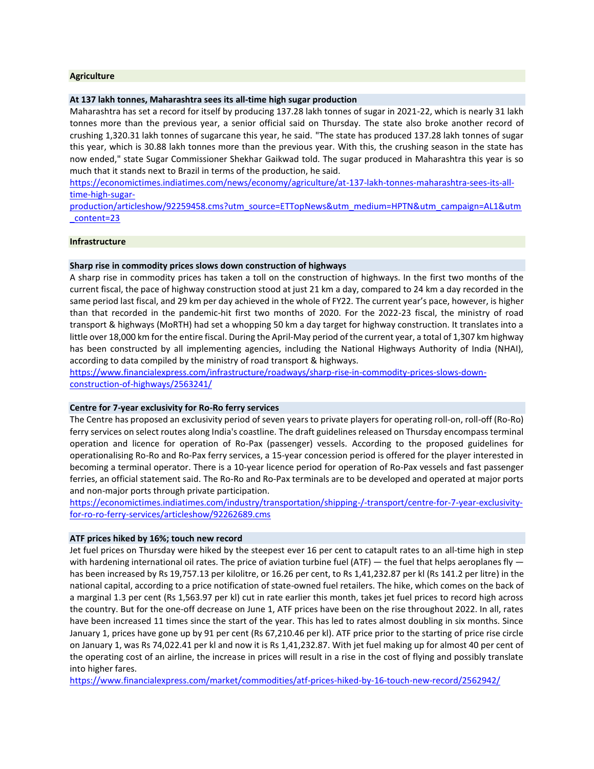## Agriculture

### At 137 lakh tonnes, Maharashtra sees its all-time high sugar production

Maharashtra has set a record for itself by producing 137.28 lakh tonnes of sugar in 2021-22, which is nearly 31 lakh tonnes more than the previous year, a senior official said on Thursday. The state also broke another record of crushing 1,320.31 lakh tonnes of sugarcane this year, he said. "The state has produced 137.28 lakh tonnes of sugar this year, which is 30.88 lakh tonnes more than the previous year. With this, the crushing season in the state has now ended," state Sugar Commissioner Shekhar Gaikwad told. The sugar produced in Maharashtra this year is so much that it stands next to Brazil in terms of the production, he said.

https://economictimes.indiatimes.com/news/economy/agriculture/at-137-lakh-tonnes-maharashtra-sees-its-all-time-high-sugar-production/articleshow/92259458.cms?utm_source=ETTopNews&utm_medium=HPTN&utm_campaign=AL1&utm_content=23

## Infrastructure

### Sharp rise in commodity prices slows down construction of highways

A sharp rise in commodity prices has taken a toll on the construction of highways. In the first two months of the current fiscal, the pace of highway construction stood at just 21 km a day, compared to 24 km a day recorded in the same period last fiscal, and 29 km per day achieved in the whole of FY22. The current year's pace, however, is higher than that recorded in the pandemic-hit first two months of 2020. For the 2022-23 fiscal, the ministry of road transport & highways (MoRTH) had set a whopping 50 km a day target for highway construction. It translates into a little over 18,000 km for the entire fiscal. During the April-May period of the current year, a total of 1,307 km highway has been constructed by all implementing agencies, including the National Highways Authority of India (NHAI), according to data compiled by the ministry of road transport & highways.

https://www.financialexpress.com/infrastructure/roadways/sharp-rise-in-commodity-prices-slows-down-construction-of-highways/2563241/

### Centre for 7-year exclusivity for Ro-Ro ferry services

The Centre has proposed an exclusivity period of seven years to private players for operating roll-on, roll-off (Ro-Ro) ferry services on select routes along India's coastline. The draft guidelines released on Thursday encompass terminal operation and licence for operation of Ro-Pax (passenger) vessels. According to the proposed guidelines for operationalising Ro-Ro and Ro-Pax ferry services, a 15-year concession period is offered for the player interested in becoming a terminal operator. There is a 10-year licence period for operation of Ro-Pax vessels and fast passenger ferries, an official statement said. The Ro-Ro and Ro-Pax terminals are to be developed and operated at major ports and non-major ports through private participation.

https://economictimes.indiatimes.com/industry/transportation/shipping-/-transport/centre-for-7-year-exclusivity-for-ro-ro-ferry-services/articleshow/92262689.cms

### ATF prices hiked by 16%; touch new record

Jet fuel prices on Thursday were hiked by the steepest ever 16 per cent to catapult rates to an all-time high in step with hardening international oil rates. The price of aviation turbine fuel (ATF) — the fuel that helps aeroplanes fly — has been increased by Rs 19,757.13 per kilolitre, or 16.26 per cent, to Rs 1,41,232.87 per kl (Rs 141.2 per litre) in the national capital, according to a price notification of state-owned fuel retailers. The hike, which comes on the back of a marginal 1.3 per cent (Rs 1,563.97 per kl) cut in rate earlier this month, takes jet fuel prices to record high across the country. But for the one-off decrease on June 1, ATF prices have been on the rise throughout 2022. In all, rates have been increased 11 times since the start of the year. This has led to rates almost doubling in six months. Since January 1, prices have gone up by 91 per cent (Rs 67,210.46 per kl). ATF price prior to the starting of price rise circle on January 1, was Rs 74,022.41 per kl and now it is Rs 1,41,232.87. With jet fuel making up for almost 40 per cent of the operating cost of an airline, the increase in prices will result in a rise in the cost of flying and possibly translate into higher fares.

https://www.financialexpress.com/market/commodities/atf-prices-hiked-by-16-touch-new-record/2562942/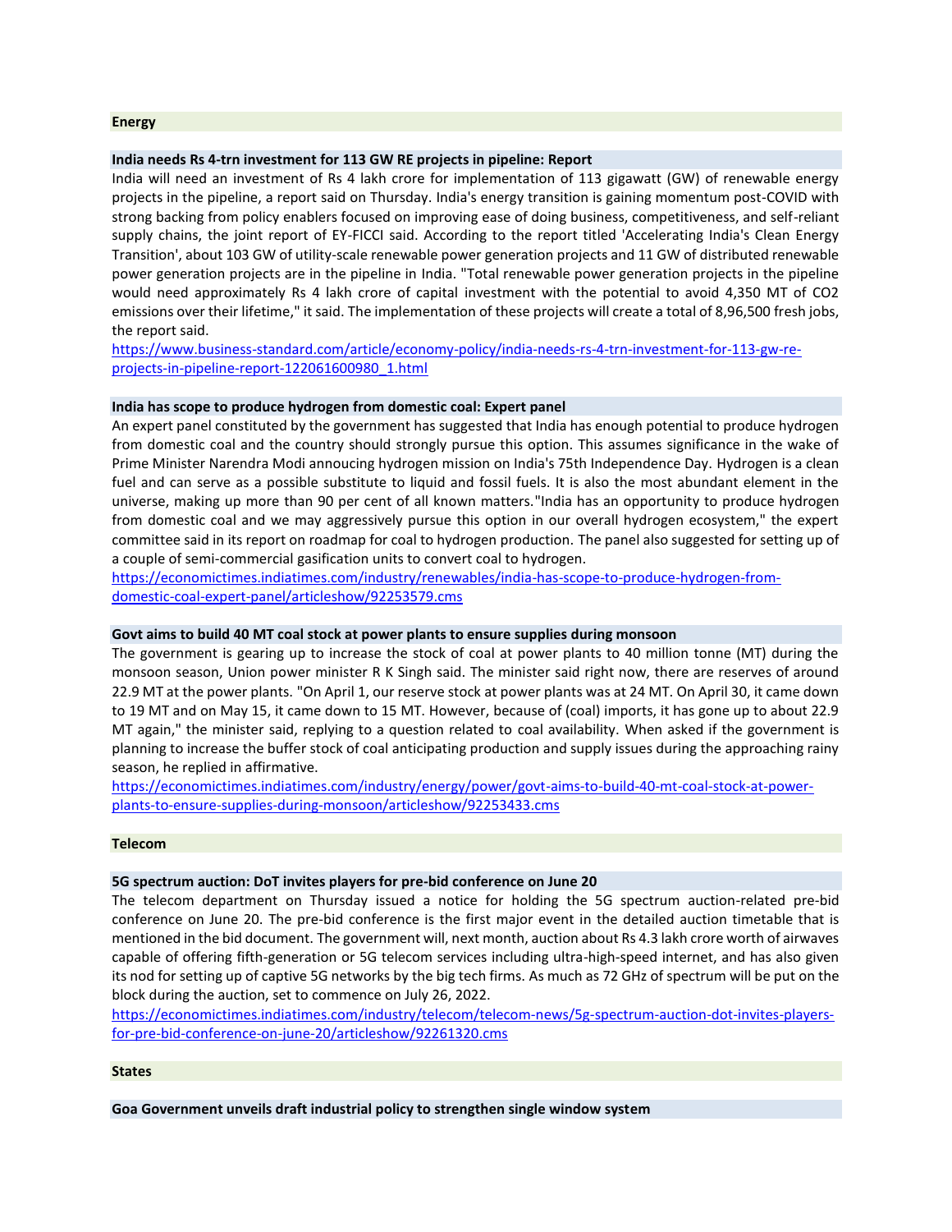## Energy

### India needs Rs 4-trn investment for 113 GW RE projects in pipeline: Report

India will need an investment of Rs 4 lakh crore for implementation of 113 gigawatt (GW) of renewable energy projects in the pipeline, a report said on Thursday. India's energy transition is gaining momentum post-COVID with strong backing from policy enablers focused on improving ease of doing business, competitiveness, and self-reliant supply chains, the joint report of EY-FICCI said. According to the report titled 'Accelerating India's Clean Energy Transition', about 103 GW of utility-scale renewable power generation projects and 11 GW of distributed renewable power generation projects are in the pipeline in India. "Total renewable power generation projects in the pipeline would need approximately Rs 4 lakh crore of capital investment with the potential to avoid 4,350 MT of CO2 emissions over their lifetime," it said. The implementation of these projects will create a total of 8,96,500 fresh jobs, the report said.

[https://www.business-standard.com/article/economy-policy/india-needs-rs-4-trn-investment-for-113-gw-re-projects-in-pipeline-report-122061600980_1.html](https://www.business-standard.com/article/economy-policy/india-needs-rs-4-trn-investment-for-113-gw-re-projects-in-pipeline-report-122061600980_1.html)

### India has scope to produce hydrogen from domestic coal: Expert panel

An expert panel constituted by the government has suggested that India has enough potential to produce hydrogen from domestic coal and the country should strongly pursue this option. This assumes significance in the wake of Prime Minister Narendra Modi annoucing hydrogen mission on India's 75th Independence Day. Hydrogen is a clean fuel and can serve as a possible substitute to liquid and fossil fuels. It is also the most abundant element in the universe, making up more than 90 per cent of all known matters."India has an opportunity to produce hydrogen from domestic coal and we may aggressively pursue this option in our overall hydrogen ecosystem," the expert committee said in its report on roadmap for coal to hydrogen production. The panel also suggested for setting up of a couple of semi-commercial gasification units to convert coal to hydrogen.

[https://economictimes.indiatimes.com/industry/renewables/india-has-scope-to-produce-hydrogen-from-domestic-coal-expert-panel/articleshow/92253579.cms](https://economictimes.indiatimes.com/industry/renewables/india-has-scope-to-produce-hydrogen-from-domestic-coal-expert-panel/articleshow/92253579.cms)

### Govt aims to build 40 MT coal stock at power plants to ensure supplies during monsoon

The government is gearing up to increase the stock of coal at power plants to 40 million tonne (MT) during the monsoon season, Union power minister R K Singh said. The minister said right now, there are reserves of around 22.9 MT at the power plants. "On April 1, our reserve stock at power plants was at 24 MT. On April 30, it came down to 19 MT and on May 15, it came down to 15 MT. However, because of (coal) imports, it has gone up to about 22.9 MT again," the minister said, replying to a question related to coal availability. When asked if the government is planning to increase the buffer stock of coal anticipating production and supply issues during the approaching rainy season, he replied in affirmative.

[https://economictimes.indiatimes.com/industry/energy/power/govt-aims-to-build-40-mt-coal-stock-at-power-plants-to-ensure-supplies-during-monsoon/articleshow/92253433.cms](https://economictimes.indiatimes.com/industry/energy/power/govt-aims-to-build-40-mt-coal-stock-at-power-plants-to-ensure-supplies-during-monsoon/articleshow/92253433.cms)

## Telecom

### 5G spectrum auction: DoT invites players for pre-bid conference on June 20

The telecom department on Thursday issued a notice for holding the 5G spectrum auction-related pre-bid conference on June 20. The pre-bid conference is the first major event in the detailed auction timetable that is mentioned in the bid document. The government will, next month, auction about Rs 4.3 lakh crore worth of airwaves capable of offering fifth-generation or 5G telecom services including ultra-high-speed internet, and has also given its nod for setting up of captive 5G networks by the big tech firms. As much as 72 GHz of spectrum will be put on the block during the auction, set to commence on July 26, 2022.

[https://economictimes.indiatimes.com/industry/telecom/telecom-news/5g-spectrum-auction-dot-invites-players-for-pre-bid-conference-on-june-20/articleshow/92261320.cms](https://economictimes.indiatimes.com/industry/telecom/telecom-news/5g-spectrum-auction-dot-invites-players-for-pre-bid-conference-on-june-20/articleshow/92261320.cms)

## States

### Goa Government unveils draft industrial policy to strengthen single window system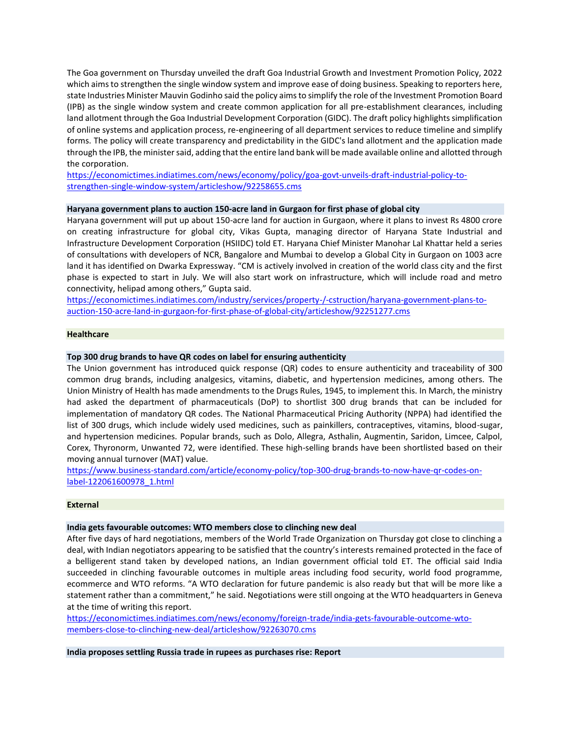The Goa government on Thursday unveiled the draft Goa Industrial Growth and Investment Promotion Policy, 2022 which aims to strengthen the single window system and improve ease of doing business. Speaking to reporters here, state Industries Minister Mauvin Godinho said the policy aims to simplify the role of the Investment Promotion Board (IPB) as the single window system and create common application for all pre-establishment clearances, including land allotment through the Goa Industrial Development Corporation (GIDC). The draft policy highlights simplification of online systems and application process, re-engineering of all department services to reduce timeline and simplify forms. The policy will create transparency and predictability in the GIDC's land allotment and the application made through the IPB, the minister said, adding that the entire land bank will be made available online and allotted through the corporation.
https://economictimes.indiatimes.com/news/economy/policy/goa-govt-unveils-draft-industrial-policy-to-strengthen-single-window-system/articleshow/92258655.cms

### Haryana government plans to auction 150-acre land in Gurgaon for first phase of global city

Haryana government will put up about 150-acre land for auction in Gurgaon, where it plans to invest Rs 4800 crore on creating infrastructure for global city, Vikas Gupta, managing director of Haryana State Industrial and Infrastructure Development Corporation (HSIIDC) told ET. Haryana Chief Minister Manohar Lal Khattar held a series of consultations with developers of NCR, Bangalore and Mumbai to develop a Global City in Gurgaon on 1003 acre land it has identified on Dwarka Expressway. "CM is actively involved in creation of the world class city and the first phase is expected to start in July. We will also start work on infrastructure, which will include road and metro connectivity, helipad among others," Gupta said.
https://economictimes.indiatimes.com/industry/services/property-/-cstruction/haryana-government-plans-to-auction-150-acre-land-in-gurgaon-for-first-phase-of-global-city/articleshow/92251277.cms

## Healthcare

### Top 300 drug brands to have QR codes on label for ensuring authenticity

The Union government has introduced quick response (QR) codes to ensure authenticity and traceability of 300 common drug brands, including analgesics, vitamins, diabetic, and hypertension medicines, among others. The Union Ministry of Health has made amendments to the Drugs Rules, 1945, to implement this. In March, the ministry had asked the department of pharmaceuticals (DoP) to shortlist 300 drug brands that can be included for implementation of mandatory QR codes. The National Pharmaceutical Pricing Authority (NPPA) had identified the list of 300 drugs, which include widely used medicines, such as painkillers, contraceptives, vitamins, blood-sugar, and hypertension medicines. Popular brands, such as Dolo, Allegra, Asthalin, Augmentin, Saridon, Limcee, Calpol, Corex, Thyronorm, Unwanted 72, were identified. These high-selling brands have been shortlisted based on their moving annual turnover (MAT) value.
https://www.business-standard.com/article/economy-policy/top-300-drug-brands-to-now-have-qr-codes-on-label-122061600978_1.html

## External

### India gets favourable outcomes: WTO members close to clinching new deal

After five days of hard negotiations, members of the World Trade Organization on Thursday got close to clinching a deal, with Indian negotiators appearing to be satisfied that the country's interests remained protected in the face of a belligerent stand taken by developed nations, an Indian government official told ET. The official said India succeeded in clinching favourable outcomes in multiple areas including food security, world food programme, ecommerce and WTO reforms. "A WTO declaration for future pandemic is also ready but that will be more like a statement rather than a commitment," he said. Negotiations were still ongoing at the WTO headquarters in Geneva at the time of writing this report.
https://economictimes.indiatimes.com/news/economy/foreign-trade/india-gets-favourable-outcome-wto-members-close-to-clinching-new-deal/articleshow/92263070.cms

### India proposes settling Russia trade in rupees as purchases rise: Report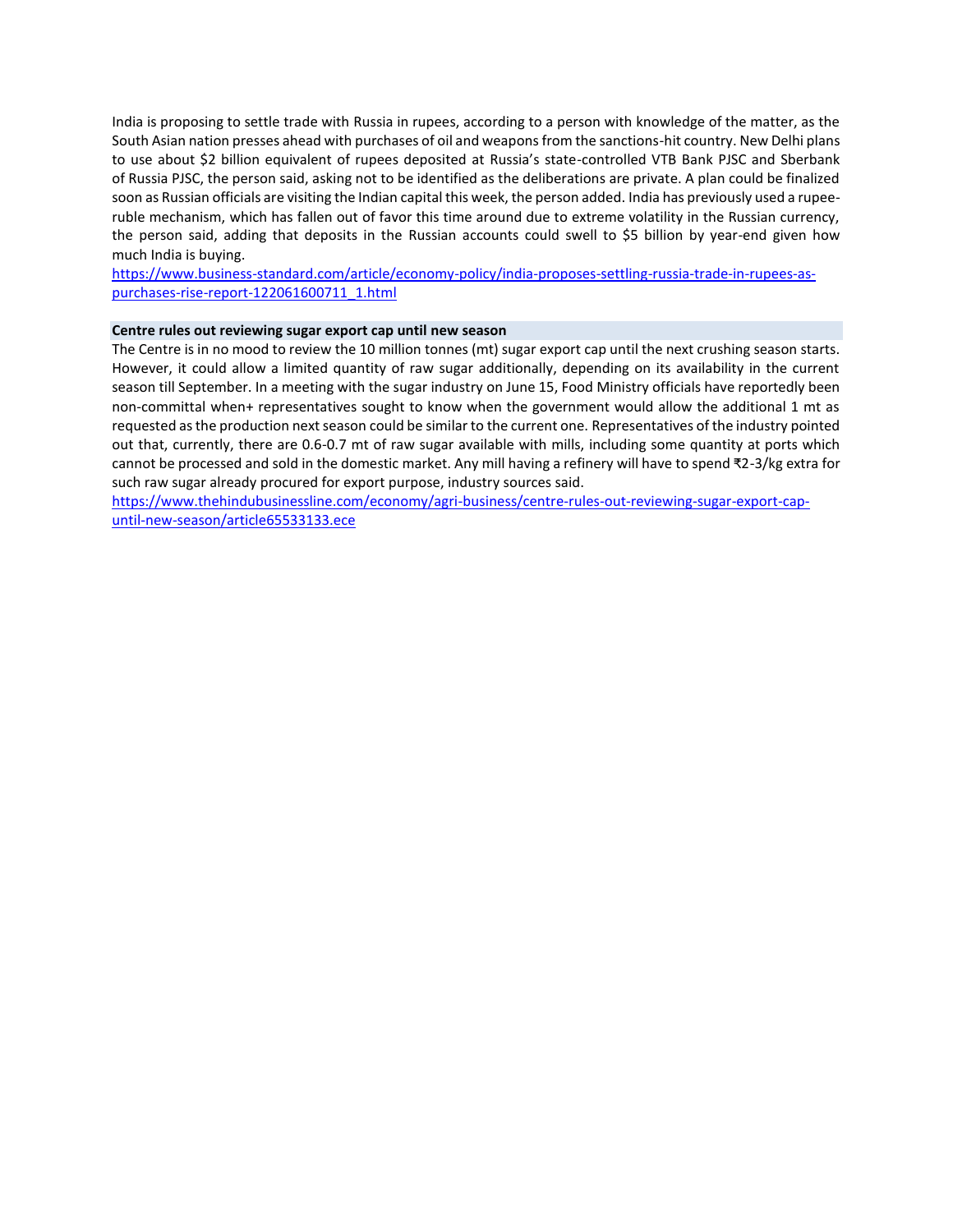India is proposing to settle trade with Russia in rupees, according to a person with knowledge of the matter, as the South Asian nation presses ahead with purchases of oil and weapons from the sanctions-hit country. New Delhi plans to use about $2 billion equivalent of rupees deposited at Russia's state-controlled VTB Bank PJSC and Sberbank of Russia PJSC, the person said, asking not to be identified as the deliberations are private. A plan could be finalized soon as Russian officials are visiting the Indian capital this week, the person added. India has previously used a rupee-ruble mechanism, which has fallen out of favor this time around due to extreme volatility in the Russian currency, the person said, adding that deposits in the Russian accounts could swell to $5 billion by year-end given how much India is buying.
[https://www.business-standard.com/article/economy-policy/india-proposes-settling-russia-trade-in-rupees-as-purchases-rise-report-122061600711_1.html](https://www.business-standard.com/article/economy-policy/india-proposes-settling-russia-trade-in-rupees-as-purchases-rise-report-122061600711_1.html)

**Centre rules out reviewing sugar export cap until new season**

The Centre is in no mood to review the 10 million tonnes (mt) sugar export cap until the next crushing season starts. However, it could allow a limited quantity of raw sugar additionally, depending on its availability in the current season till September. In a meeting with the sugar industry on June 15, Food Ministry officials have reportedly been non-committal when+ representatives sought to know when the government would allow the additional 1 mt as requested as the production next season could be similar to the current one. Representatives of the industry pointed out that, currently, there are 0.6-0.7 mt of raw sugar available with mills, including some quantity at ports which cannot be processed and sold in the domestic market. Any mill having a refinery will have to spend ₹2-3/kg extra for such raw sugar already procured for export purpose, industry sources said.
[https://www.thehindubusinessline.com/economy/agri-business/centre-rules-out-reviewing-sugar-export-cap-until-new-season/article65533133.ece](https://www.thehindubusinessline.com/economy/agri-business/centre-rules-out-reviewing-sugar-export-cap-until-new-season/article65533133.ece)